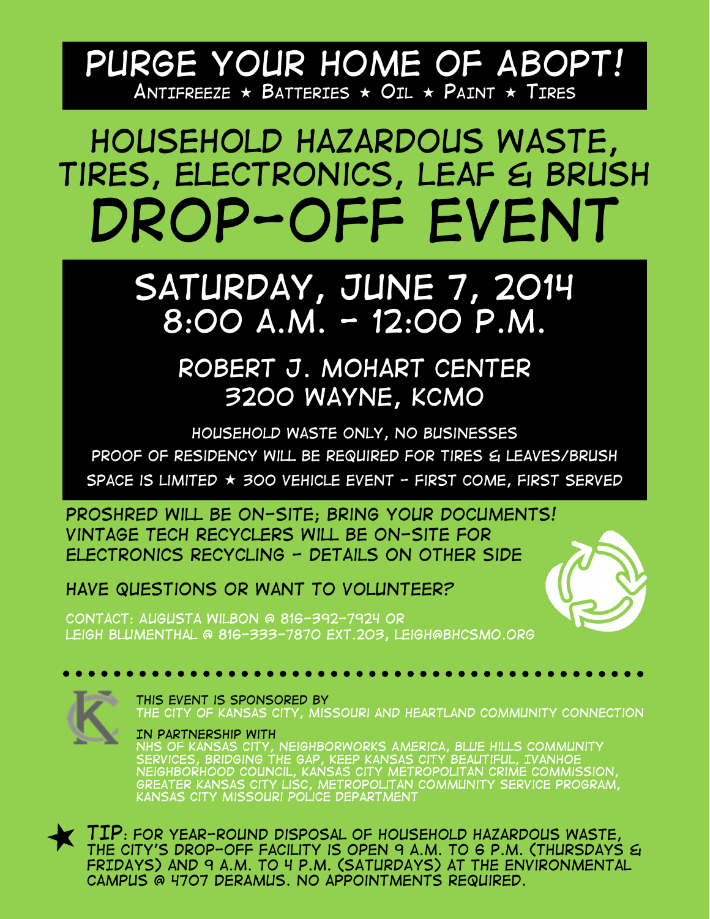# PURGE YOUR HOME OF ABOPT!

Antifreeze ★ Batteries ★ Oil ★ Paint ★ Tires

## HOUSEHOLD HAZARDOUS WASTE, TIRES, ELECTRONICS, LEAF & BRUSH

# DROP-OFF EVENT

## SATURDAY, JUNE 7, 2014
## 8:00 A.M. - 12:00 P.M.

### ROBERT J. MOHART CENTER
### 3200 WAYNE, KCMO

HOUSEHOLD WASTE ONLY, NO BUSINESSES

PROOF OF RESIDENCY WILL BE REQUIRED FOR TIRES & LEAVES/BRUSH

SPACE IS LIMITED ★ 300 VEHICLE EVENT - FIRST COME, FIRST SERVED

PROSHRED WILL BE ON-SITE; BRING YOUR DOCUMENTS!
VINTAGE TECH RECYCLERS WILL BE ON-SITE FOR ELECTRONICS RECYCLING - DETAILS ON OTHER SIDE

HAVE QUESTIONS OR WANT TO VOLUNTEER?

CONTACT: AUGUSTA WILBON @ 816-392-7924 OR
LEIGH BLUMENTHAL @ 816-333-7870 EXT.203, LEIGH@BHCSMO.ORG

THIS EVENT IS SPONSORED BY
THE CITY OF KANSAS CITY, MISSOURI AND HEARTLAND COMMUNITY CONNECTION

IN PARTNERSHIP WITH
NHS OF KANSAS CITY, NEIGHBORWORKS AMERICA, BLUE HILLS COMMUNITY SERVICES, BRIDGING THE GAP, KEEP KANSAS CITY BEAUTIFUL, IVANHOE NEIGHBORHOOD COUNCIL, KANSAS CITY METROPOLITAN CRIME COMMISSION, GREATER KANSAS CITY LISC, METROPOLITAN COMMUNITY SERVICE PROGRAM, KANSAS CITY MISSOURI POLICE DEPARTMENT

★ **TIP**: FOR YEAR-ROUND DISPOSAL OF HOUSEHOLD HAZARDOUS WASTE, THE CITY'S DROP-OFF FACILITY IS OPEN 9 A.M. TO 6 P.M. (THURSDAYS & FRIDAYS) AND 9 A.M. TO 4 P.M. (SATURDAYS) AT THE ENVIRONMENTAL CAMPUS @ 4707 DERAMUS. NO APPOINTMENTS REQUIRED.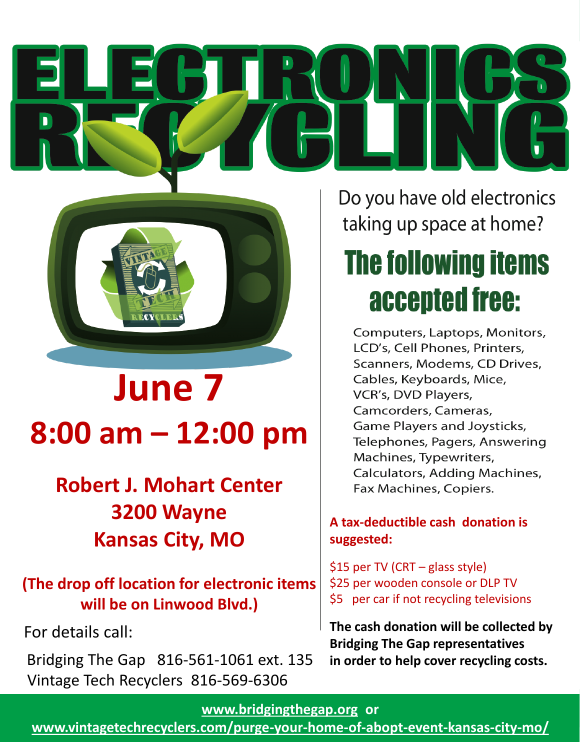# ELECTRONICS RECYCLING

VINTAGE TECH RECYCLERS

## June 7

## 8:00 am – 12:00 pm

**Robert J. Mohart Center**
**3200 Wayne**
**Kansas City, MO**

**(The drop off location for electronic items will be on Linwood Blvd.)**

For details call:

Bridging The Gap 816-561-1061 ext. 135
Vintage Tech Recyclers 816-569-6306

Do you have old electronics taking up space at home?

## The following items accepted free:

Computers, Laptops, Monitors, LCD's, Cell Phones, Printers, Scanners, Modems, CD Drives, Cables, Keyboards, Mice, VCR's, DVD Players, Camcorders, Cameras, Game Players and Joysticks, Telephones, Pagers, Answering Machines, Typewriters, Calculators, Adding Machines, Fax Machines, Copiers.

**A tax-deductible cash donation is suggested:**

$15 per TV (CRT – glass style)
$25 per wooden console or DLP TV
$5 per car if not recycling televisions

**The cash donation will be collected by Bridging The Gap representatives in order to help cover recycling costs.**

**www.bridgingthegap.org or**
**www.vintagetechrecyclers.com/purge-your-home-of-abopt-event-kansas-city-mo/**